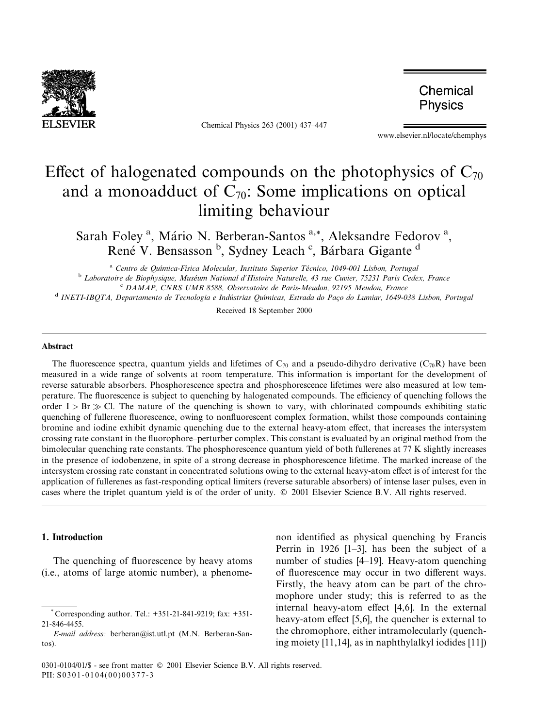# Effect of halogenated compounds on the photophysics of $C_{70}$ and a monoadduct of $C_{70}$: Some implications on optical limiting behaviour

Sarah Foley [a], Mário N. Berberan-Santos [a,*], Aleksandre Fedorov [a], René V. Bensasson [b], Sydney Leach [c], Bárbara Gigante [d]

[a] *Centro de Química-Física Molecular, Instituto Superior Técnico, 1049-001 Lisbon, Portugal*

[b] *Laboratoire de Biophysique, Muséum National d'Histoire Naturelle, 43 rue Cuvier, 75231 Paris Cedex, France*

[c] *DAMAP, CNRS UMR 8588, Observatoire de Paris-Meudon, 92195 Meudon, France*

[d] *INETI-IBQTA, Departamento de Tecnologia e Indústrias Químicas, Estrada do Paço do Lumiar, 1649-038 Lisbon, Portugal*

Received 18 September 2000

## Abstract

The fluorescence spectra, quantum yields and lifetimes of $C_{70}$ and a pseudo-dihydro derivative ($C_{70}R$) have been measured in a wide range of solvents at room temperature. This information is important for the development of reverse saturable absorbers. Phosphorescence spectra and phosphorescence lifetimes were also measured at low temperature. The fluorescence is subject to quenching by halogenated compounds. The efficiency of quenching follows the order I > Br ≫ Cl. The nature of the quenching is shown to vary, with chlorinated compounds exhibiting static quenching of fullerene fluorescence, owing to nonfluorescent complex formation, whilst those compounds containing bromine and iodine exhibit dynamic quenching due to the external heavy-atom effect, that increases the intersystem crossing rate constant in the fluorophore–perturber complex. This constant is evaluated by an original method from the bimolecular quenching rate constants. The phosphorescence quantum yield of both fullerenes at 77 K slightly increases in the presence of iodobenzene, in spite of a strong decrease in phosphorescence lifetime. The marked increase of the intersystem crossing rate constant in concentrated solutions owing to the external heavy-atom effect is of interest for the application of fullerenes as fast-responding optical limiters (reverse saturable absorbers) of intense laser pulses, even in cases where the triplet quantum yield is of the order of unity. © 2001 Elsevier Science B.V. All rights reserved.

## 1. Introduction

The quenching of fluorescence by heavy atoms (i.e., atoms of large atomic number), a phenomenon identified as physical quenching by Francis Perrin in 1926 [1–3], has been the subject of a number of studies [4–19]. Heavy-atom quenching of fluorescence may occur in two different ways. Firstly, the heavy atom can be part of the chromophore under study; this is referred to as the internal heavy-atom effect [4,6]. In the external heavy-atom effect [5,6], the quencher is external to the chromophore, either intramolecularly (quenching moiety [11,14], as in naphthylalkyl iodides [11])

---

\* Corresponding author. Tel.: +351-21-841-9219; fax: +351-21-846-4455.

*E-mail address:* berberan@ist.utl.pt (M.N. Berberan-Santos).

0301-0104/01/$ - see front matter © 2001 Elsevier Science B.V. All rights reserved.
PII: S0301-0104(00)00377-3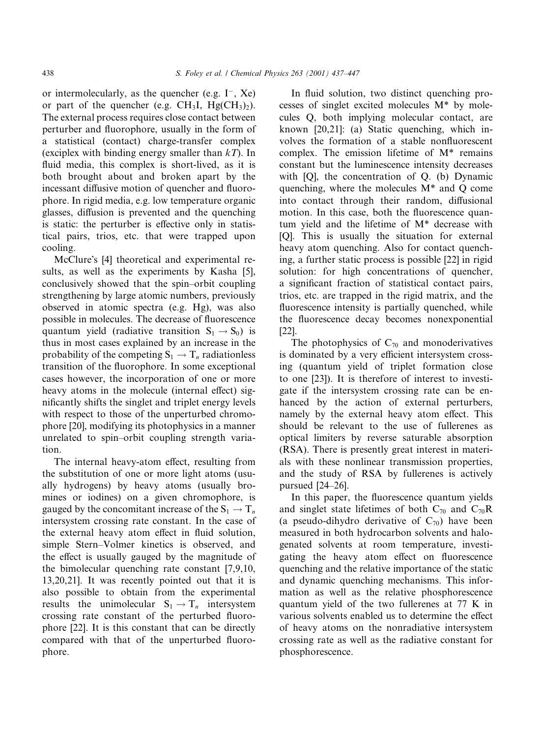or intermolecularly, as the quencher (e.g. $I^-$, Xe) or part of the quencher (e.g. $CH_3I$, $Hg(CH_3)_2$). The external process requires close contact between perturber and fluorophore, usually in the form of a statistical (contact) charge-transfer complex (exciplex with binding energy smaller than $kT$). In fluid media, this complex is short-lived, as it is both brought about and broken apart by the incessant diffusive motion of quencher and fluorophore. In rigid media, e.g. low temperature organic glasses, diffusion is prevented and the quenching is static: the perturber is effective only in statistical pairs, trios, etc. that were trapped upon cooling.

McClure's [4] theoretical and experimental results, as well as the experiments by Kasha [5], conclusively showed that the spin–orbit coupling strengthening by large atomic numbers, previously observed in atomic spectra (e.g. Hg), was also possible in molecules. The decrease of fluorescence quantum yield (radiative transition $S_1 \rightarrow S_0$) is thus in most cases explained by an increase in the probability of the competing $S_1 \rightarrow T_n$ radiationless transition of the fluorophore. In some exceptional cases however, the incorporation of one or more heavy atoms in the molecule (internal effect) significantly shifts the singlet and triplet energy levels with respect to those of the unperturbed chromophore [20], modifying its photophysics in a manner unrelated to spin–orbit coupling strength variation.

The internal heavy-atom effect, resulting from the substitution of one or more light atoms (usually hydrogens) by heavy atoms (usually bromines or iodines) on a given chromophore, is gauged by the concomitant increase of the $S_1 \rightarrow T_n$ intersystem crossing rate constant. In the case of the external heavy atom effect in fluid solution, simple Stern–Volmer kinetics is observed, and the effect is usually gauged by the magnitude of the bimolecular quenching rate constant [7,9,10,13,20,21]. It was recently pointed out that it is also possible to obtain from the experimental results the unimolecular $S_1 \rightarrow T_n$ intersystem crossing rate constant of the perturbed fluorophore [22]. It is this constant that can be directly compared with that of the unperturbed fluorophore.

In fluid solution, two distinct quenching processes of singlet excited molecules M* by molecules Q, both implying molecular contact, are known [20,21]: (a) Static quenching, which involves the formation of a stable nonfluorescent complex. The emission lifetime of M* remains constant but the luminescence intensity decreases with [Q], the concentration of Q. (b) Dynamic quenching, where the molecules M* and Q come into contact through their random, diffusional motion. In this case, both the fluorescence quantum yield and the lifetime of M* decrease with [Q]. This is usually the situation for external heavy atom quenching. Also for contact quenching, a further static process is possible [22] in rigid solution: for high concentrations of quencher, a significant fraction of statistical contact pairs, trios, etc. are trapped in the rigid matrix, and the fluorescence intensity is partially quenched, while the fluorescence decay becomes nonexponential [22].

The photophysics of $C_{70}$ and monoderivatives is dominated by a very efficient intersystem crossing (quantum yield of triplet formation close to one [23]). It is therefore of interest to investigate if the intersystem crossing rate can be enhanced by the action of external perturbers, namely by the external heavy atom effect. This should be relevant to the use of fullerenes as optical limiters by reverse saturable absorption (RSA). There is presently great interest in materials with these nonlinear transmission properties, and the study of RSA by fullerenes is actively pursued [24–26].

In this paper, the fluorescence quantum yields and singlet state lifetimes of both $C_{70}$ and $C_{70}R$ (a pseudo-dihydro derivative of $C_{70}$) have been measured in both hydrocarbon solvents and halogenated solvents at room temperature, investigating the heavy atom effect on fluorescence quenching and the relative importance of the static and dynamic quenching mechanisms. This information as well as the relative phosphorescence quantum yield of the two fullerenes at 77 K in various solvents enabled us to determine the effect of heavy atoms on the nonradiative intersystem crossing rate as well as the radiative constant for phosphorescence.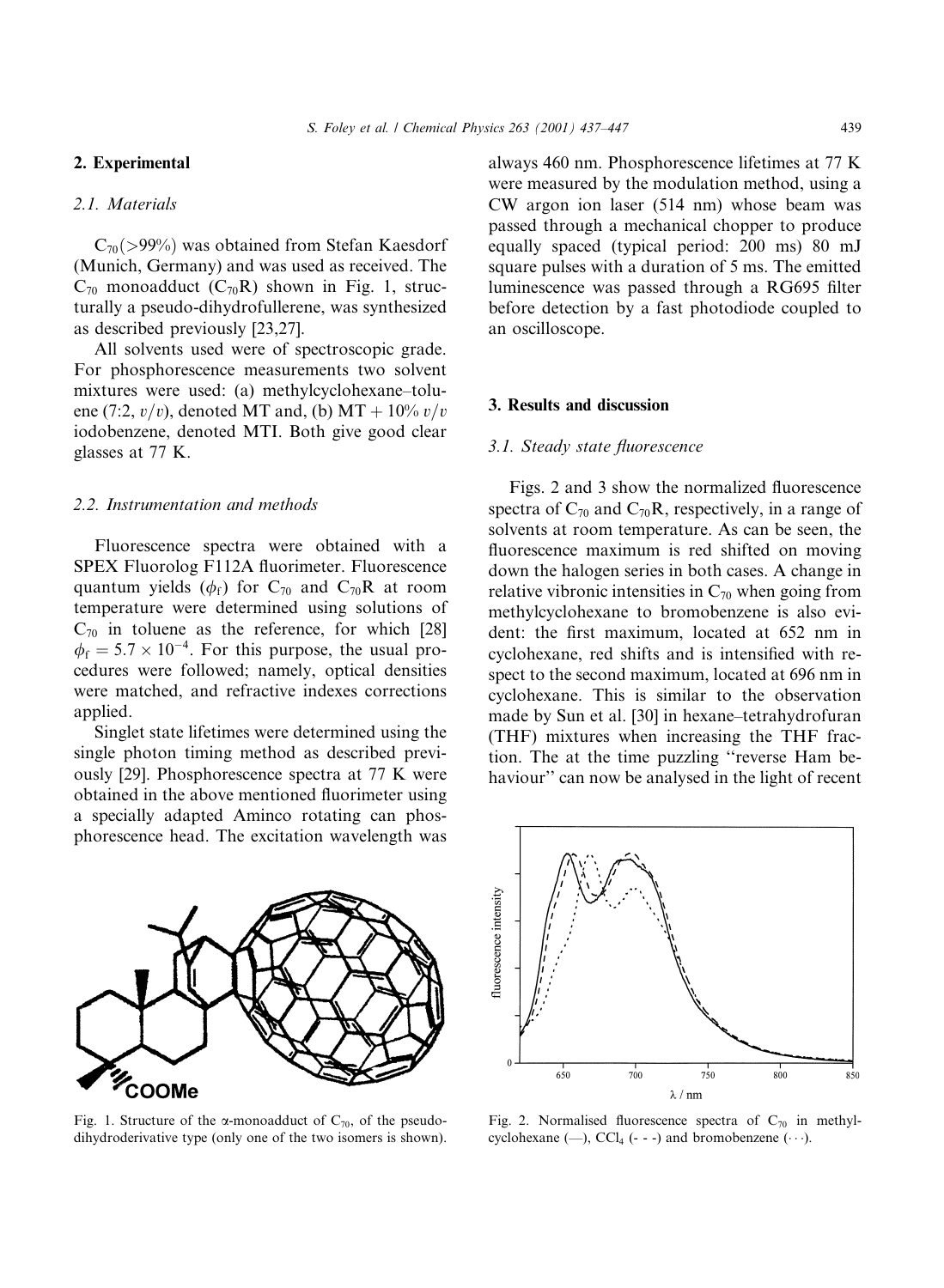## 2. Experimental

### 2.1. Materials

$C_{70}$(>99%) was obtained from Stefan Kaesdorf (Munich, Germany) and was used as received. The $C_{70}$ monoadduct ($C_{70}R$) shown in Fig. 1, structurally a pseudo-dihydrofullerene, was synthesized as described previously [23,27].

All solvents used were of spectroscopic grade. For phosphorescence measurements two solvent mixtures were used: (a) methylcyclohexane–toluene (7:2, $v/v$), denoted MT and, (b) MT + 10% $v/v$ iodobenzene, denoted MTI. Both give good clear glasses at 77 K.

### 2.2. Instrumentation and methods

Fluorescence spectra were obtained with a SPEX Fluorolog F112A fluorimeter. Fluorescence quantum yields ($\phi_f$) for $C_{70}$ and $C_{70}R$ at room temperature were determined using solutions of $C_{70}$ in toluene as the reference, for which [28] $\phi_f = 5.7 \times 10^{-4}$. For this purpose, the usual procedures were followed; namely, optical densities were matched, and refractive indexes corrections applied.

Singlet state lifetimes were determined using the single photon timing method as described previously [29]. Phosphorescence spectra at 77 K were obtained in the above mentioned fluorimeter using a specially adapted Aminco rotating can phosphorescence head. The excitation wavelength was always 460 nm. Phosphorescence lifetimes at 77 K were measured by the modulation method, using a CW argon ion laser (514 nm) whose beam was passed through a mechanical chopper to produce equally spaced (typical period: 200 ms) 80 mJ square pulses with a duration of 5 ms. The emitted luminescence was passed through a RG695 filter before detection by a fast photodiode coupled to an oscilloscope.

Fig. 1. Structure of the α-monoadduct of $C_{70}$, of the pseudo-dihydroderivative type (only one of the two isomers is shown).

## 3. Results and discussion

### 3.1. Steady state fluorescence

Figs. 2 and 3 show the normalized fluorescence spectra of $C_{70}$ and $C_{70}R$, respectively, in a range of solvents at room temperature. As can be seen, the fluorescence maximum is red shifted on moving down the halogen series in both cases. A change in relative vibronic intensities in $C_{70}$ when going from methylcyclohexane to bromobenzene is also evident: the first maximum, located at 652 nm in cyclohexane, red shifts and is intensified with respect to the second maximum, located at 696 nm in cyclohexane. This is similar to the observation made by Sun et al. [30] in hexane–tetrahydrofuran (THF) mixtures when increasing the THF fraction. The at the time puzzling "reverse Ham behaviour" can now be analysed in the light of recent

Fig. 2. Normalised fluorescence spectra of $C_{70}$ in methylcyclohexane (—), $CCl_4$ (- - -) and bromobenzene (···).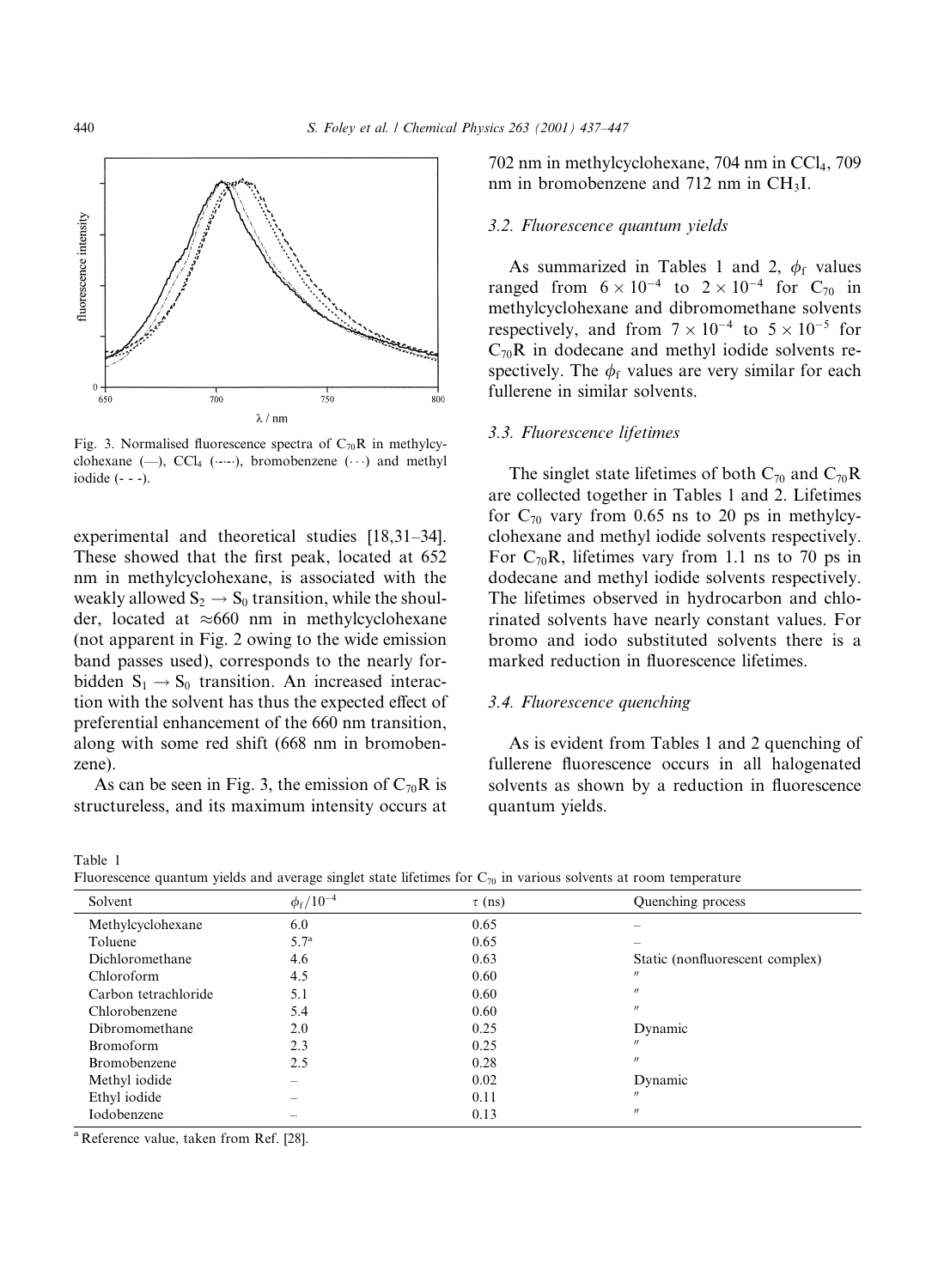Fig. 3. Normalised fluorescence spectra of $C_{70}R$ in methylcyclohexane (—), $CCl_4$ (-·-·-), bromobenzene (···) and methyl iodide (- - -).

experimental and theoretical studies [18,31–34]. These showed that the first peak, located at 652 nm in methylcyclohexane, is associated with the weakly allowed $S_2 \rightarrow S_0$ transition, while the shoulder, located at $\approx$660 nm in methylcyclohexane (not apparent in Fig. 2 owing to the wide emission band passes used), corresponds to the nearly forbidden $S_1 \rightarrow S_0$ transition. An increased interaction with the solvent has thus the expected effect of preferential enhancement of the 660 nm transition, along with some red shift (668 nm in bromobenzene).

As can be seen in Fig. 3, the emission of $C_{70}R$ is structureless, and its maximum intensity occurs at 702 nm in methylcyclohexane, 704 nm in $CCl_4$, 709 nm in bromobenzene and 712 nm in $CH_3I$.

### 3.2. Fluorescence quantum yields

As summarized in Tables 1 and 2, $\phi_f$ values ranged from $6 \times 10^{-4}$ to $2 \times 10^{-4}$ for $C_{70}$ in methylcyclohexane and dibromomethane solvents respectively, and from $7 \times 10^{-4}$ to $5 \times 10^{-5}$ for $C_{70}R$ in dodecane and methyl iodide solvents respectively. The $\phi_f$ values are very similar for each fullerene in similar solvents.

### 3.3. Fluorescence lifetimes

The singlet state lifetimes of both $C_{70}$ and $C_{70}R$ are collected together in Tables 1 and 2. Lifetimes for $C_{70}$ vary from 0.65 ns to 20 ps in methylcyclohexane and methyl iodide solvents respectively. For $C_{70}R$, lifetimes vary from 1.1 ns to 70 ps in dodecane and methyl iodide solvents respectively. The lifetimes observed in hydrocarbon and chlorinated solvents have nearly constant values. For bromo and iodo substituted solvents there is a marked reduction in fluorescence lifetimes.

### 3.4. Fluorescence quenching

As is evident from Tables 1 and 2 quenching of fullerene fluorescence occurs in all halogenated solvents as shown by a reduction in fluorescence quantum yields.

Table 1
Fluorescence quantum yields and average singlet state lifetimes for $C_{70}$ in various solvents at room temperature

| Solvent | $\phi_f/10^{-4}$ | $\tau$ (ns) | Quenching process |
|---|---|---|---|
| Methylcyclohexane | 6.0 | 0.65 | – |
| Toluene | 5.7[a] | 0.65 | – |
| Dichloromethane | 4.6 | 0.63 | Static (nonfluorescent complex) |
| Chloroform | 4.5 | 0.60 | " |
| Carbon tetrachloride | 5.1 | 0.60 | " |
| Chlorobenzene | 5.4 | 0.60 | " |
| Dibromomethane | 2.0 | 0.25 | Dynamic |
| Bromoform | 2.3 | 0.25 | " |
| Bromobenzene | 2.5 | 0.28 | " |
| Methyl iodide | – | 0.02 | Dynamic |
| Ethyl iodide | – | 0.11 | " |
| Iodobenzene | – | 0.13 | " |

[a] Reference value, taken from Ref. [28].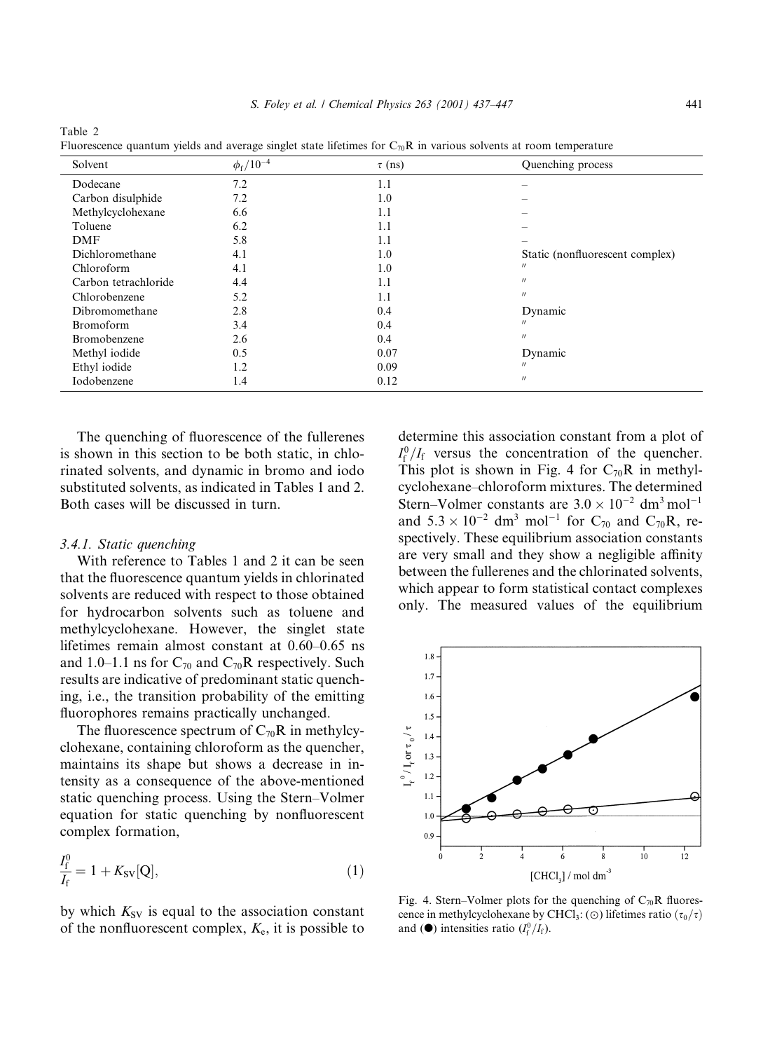Table 2
Fluorescence quantum yields and average singlet state lifetimes for $C_{70}R$ in various solvents at room temperature

| Solvent | $\phi_f/10^{-4}$ | $\tau$ (ns) | Quenching process |
|---|---|---|---|
| Dodecane | 7.2 | 1.1 | – |
| Carbon disulphide | 7.2 | 1.0 | – |
| Methylcyclohexane | 6.6 | 1.1 | – |
| Toluene | 6.2 | 1.1 | – |
| DMF | 5.8 | 1.1 | – |
| Dichloromethane | 4.1 | 1.0 | Static (nonfluorescent complex) |
| Chloroform | 4.1 | 1.0 | " |
| Carbon tetrachloride | 4.4 | 1.1 | " |
| Chlorobenzene | 5.2 | 1.1 | " |
| Dibromomethane | 2.8 | 0.4 | Dynamic |
| Bromoform | 3.4 | 0.4 | " |
| Bromobenzene | 2.6 | 0.4 | " |
| Methyl iodide | 0.5 | 0.07 | Dynamic |
| Ethyl iodide | 1.2 | 0.09 | " |
| Iodobenzene | 1.4 | 0.12 | " |

The quenching of fluorescence of the fullerenes is shown in this section to be both static, in chlorinated solvents, and dynamic in bromo and iodo substituted solvents, as indicated in Tables 1 and 2. Both cases will be discussed in turn.

### 3.4.1. Static quenching

With reference to Tables 1 and 2 it can be seen that the fluorescence quantum yields in chlorinated solvents are reduced with respect to those obtained for hydrocarbon solvents such as toluene and methylcyclohexane. However, the singlet state lifetimes remain almost constant at 0.60–0.65 ns and 1.0–1.1 ns for $C_{70}$ and $C_{70}R$ respectively. Such results are indicative of predominant static quenching, i.e., the transition probability of the emitting fluorophores remains practically unchanged.

The fluorescence spectrum of $C_{70}R$ in methylcyclohexane, containing chloroform as the quencher, maintains its shape but shows a decrease in intensity as a consequence of the above-mentioned static quenching process. Using the Stern–Volmer equation for static quenching by nonfluorescent complex formation,

$$\frac{I_f^0}{I_f} = 1 + K_{SV}[Q], \tag{1}$$

by which $K_{SV}$ is equal to the association constant of the nonfluorescent complex, $K_e$, it is possible to determine this association constant from a plot of $I_f^0/I_f$ versus the concentration of the quencher. This plot is shown in Fig. 4 for $C_{70}R$ in methylcyclohexane–chloroform mixtures. The determined Stern–Volmer constants are $3.0 \times 10^{-2}$ $dm^3\,mol^{-1}$ and $5.3 \times 10^{-2}$ $dm^3$ $mol^{-1}$ for $C_{70}$ and $C_{70}R$, respectively. These equilibrium association constants are very small and they show a negligible affinity between the fullerenes and the chlorinated solvents, which appear to form statistical contact complexes only. The measured values of the equilibrium

Fig. 4. Stern–Volmer plots for the quenching of $C_{70}R$ fluorescence in methylcyclohexane by $CHCl_3$: (⊙) lifetimes ratio ($\tau_0/\tau$) and (●) intensities ratio ($I_f^0/I_f$).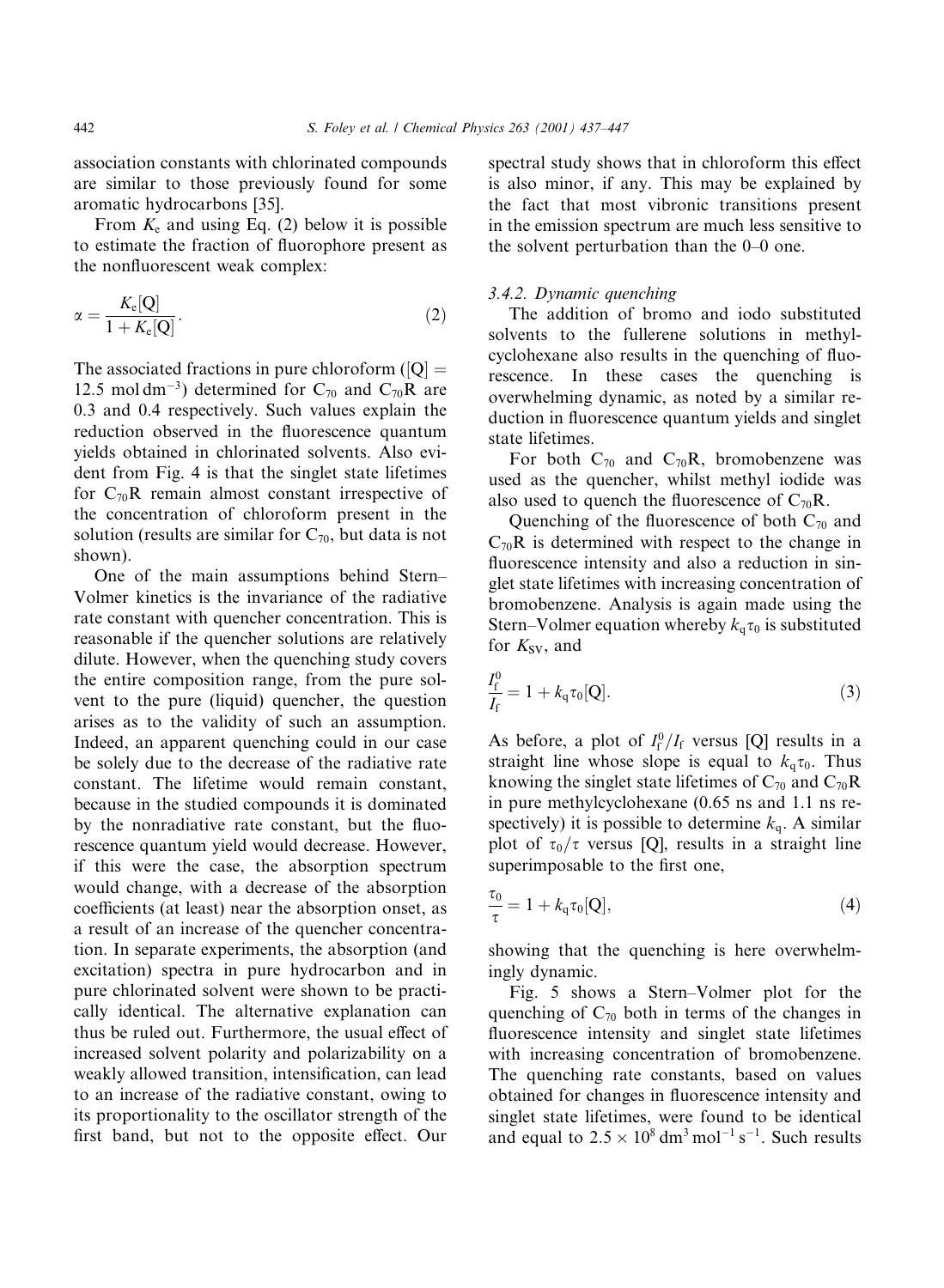association constants with chlorinated compounds are similar to those previously found for some aromatic hydrocarbons [35].

From $K_e$ and using Eq. (2) below it is possible to estimate the fraction of fluorophore present as the nonfluorescent weak complex:

$$\alpha = \frac{K_e[Q]}{1 + K_e[Q]}. \tag{2}$$

The associated fractions in pure chloroform ($[Q] = 12.5\ \mathrm{mol\,dm^{-3}}$) determined for $C_{70}$ and $C_{70}R$ are 0.3 and 0.4 respectively. Such values explain the reduction observed in the fluorescence quantum yields obtained in chlorinated solvents. Also evident from Fig. 4 is that the singlet state lifetimes for $C_{70}R$ remain almost constant irrespective of the concentration of chloroform present in the solution (results are similar for $C_{70}$, but data is not shown).

One of the main assumptions behind Stern–Volmer kinetics is the invariance of the radiative rate constant with quencher concentration. This is reasonable if the quencher solutions are relatively dilute. However, when the quenching study covers the entire composition range, from the pure solvent to the pure (liquid) quencher, the question arises as to the validity of such an assumption. Indeed, an apparent quenching could in our case be solely due to the decrease of the radiative rate constant. The lifetime would remain constant, because in the studied compounds it is dominated by the nonradiative rate constant, but the fluorescence quantum yield would decrease. However, if this were the case, the absorption spectrum would change, with a decrease of the absorption coefficients (at least) near the absorption onset, as a result of an increase of the quencher concentration. In separate experiments, the absorption (and excitation) spectra in pure hydrocarbon and in pure chlorinated solvent were shown to be practically identical. The alternative explanation can thus be ruled out. Furthermore, the usual effect of increased solvent polarity and polarizability on a weakly allowed transition, intensification, can lead to an increase of the radiative constant, owing to its proportionality to the oscillator strength of the first band, but not to the opposite effect. Our spectral study shows that in chloroform this effect is also minor, if any. This may be explained by the fact that most vibronic transitions present in the emission spectrum are much less sensitive to the solvent perturbation than the 0–0 one.

#### 3.4.2. Dynamic quenching

The addition of bromo and iodo substituted solvents to the fullerene solutions in methylcyclohexane also results in the quenching of fluorescence. In these cases the quenching is overwhelming dynamic, as noted by a similar reduction in fluorescence quantum yields and singlet state lifetimes.

For both $C_{70}$ and $C_{70}R$, bromobenzene was used as the quencher, whilst methyl iodide was also used to quench the fluorescence of $C_{70}R$.

Quenching of the fluorescence of both $C_{70}$ and $C_{70}R$ is determined with respect to the change in fluorescence intensity and also a reduction in singlet state lifetimes with increasing concentration of bromobenzene. Analysis is again made using the Stern–Volmer equation whereby $k_q\tau_0$ is substituted for $K_{SV}$, and

$$\frac{I_f^0}{I_f} = 1 + k_q\tau_0[Q]. \tag{3}$$

As before, a plot of $I_f^0/I_f$ versus [Q] results in a straight line whose slope is equal to $k_q\tau_0$. Thus knowing the singlet state lifetimes of $C_{70}$ and $C_{70}R$ in pure methylcyclohexane (0.65 ns and 1.1 ns respectively) it is possible to determine $k_q$. A similar plot of $\tau_0/\tau$ versus [Q], results in a straight line superimposable to the first one,

$$\frac{\tau_0}{\tau} = 1 + k_q\tau_0[Q], \tag{4}$$

showing that the quenching is here overwhelmingly dynamic.

Fig. 5 shows a Stern–Volmer plot for the quenching of $C_{70}$ both in terms of the changes in fluorescence intensity and singlet state lifetimes with increasing concentration of bromobenzene. The quenching rate constants, based on values obtained for changes in fluorescence intensity and singlet state lifetimes, were found to be identical and equal to $2.5 \times 10^8\ \mathrm{dm^3\,mol^{-1}\,s^{-1}}$. Such results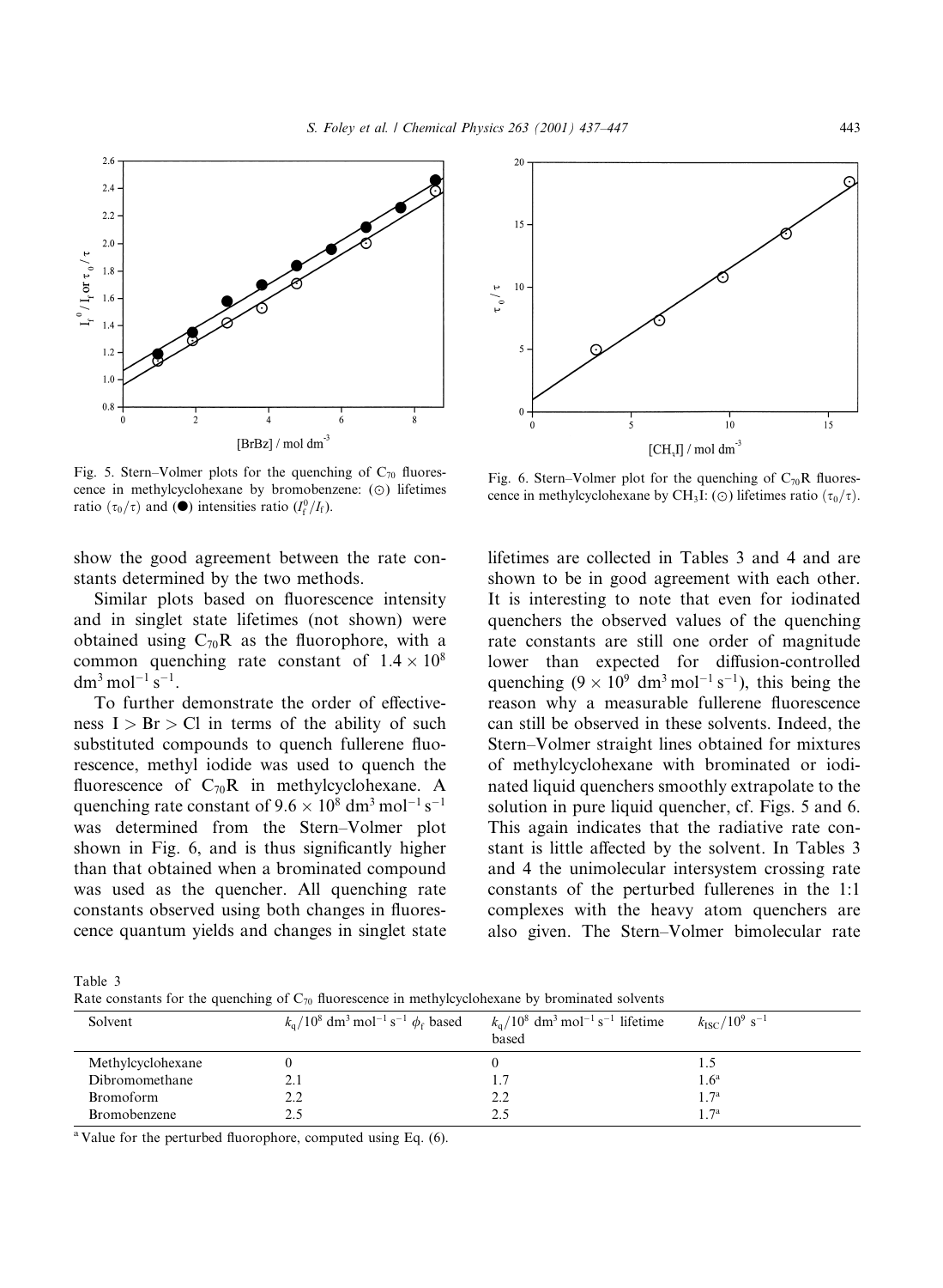Fig. 5. Stern–Volmer plots for the quenching of $C_{70}$ fluorescence in methylcyclohexane by bromobenzene: (⊙) lifetimes ratio ($\tau_0/\tau$) and (●) intensities ratio ($I_f^0/I_f$).

Fig. 6. Stern–Volmer plot for the quenching of $C_{70}R$ fluorescence in methylcyclohexane by $CH_3I$: (⊙) lifetimes ratio ($\tau_0/\tau$).

show the good agreement between the rate constants determined by the two methods.

Similar plots based on fluorescence intensity and in singlet state lifetimes (not shown) were obtained using $C_{70}R$ as the fluorophore, with a common quenching rate constant of $1.4 \times 10^8$ $dm^3\,mol^{-1}\,s^{-1}$.

To further demonstrate the order of effectiveness I > Br > Cl in terms of the ability of such substituted compounds to quench fullerene fluorescence, methyl iodide was used to quench the fluorescence of $C_{70}R$ in methylcyclohexane. A quenching rate constant of $9.6 \times 10^8$ $dm^3\,mol^{-1}\,s^{-1}$ was determined from the Stern–Volmer plot shown in Fig. 6, and is thus significantly higher than that obtained when a brominated compound was used as the quencher. All quenching rate constants observed using both changes in fluorescence quantum yields and changes in singlet state lifetimes are collected in Tables 3 and 4 and are shown to be in good agreement with each other. It is interesting to note that even for iodinated quenchers the observed values of the quenching rate constants are still one order of magnitude lower than expected for diffusion-controlled quenching ($9 \times 10^9$ $dm^3\,mol^{-1}\,s^{-1}$), this being the reason why a measurable fullerene fluorescence can still be observed in these solvents. Indeed, the Stern–Volmer straight lines obtained for mixtures of methylcyclohexane with brominated or iodinated liquid quenchers smoothly extrapolate to the solution in pure liquid quencher, cf. Figs. 5 and 6. This again indicates that the radiative rate constant is little affected by the solvent. In Tables 3 and 4 the unimolecular intersystem crossing rate constants of the perturbed fullerenes in the 1:1 complexes with the heavy atom quenchers are also given. The Stern–Volmer bimolecular rate

Table 3

Rate constants for the quenching of $C_{70}$ fluorescence in methylcyclohexane by brominated solvents

| Solvent | $k_q/10^8$ $dm^3\,mol^{-1}\,s^{-1}$ $\phi_f$ based | $k_q/10^8$ $dm^3\,mol^{-1}\,s^{-1}$ lifetime based | $k_{ISC}/10^9$ $s^{-1}$ |
|---|---|---|---|
| Methylcyclohexane | 0 | 0 | 1.5 |
| Dibromomethane | 2.1 | 1.7 | 1.6[a] |
| Bromoform | 2.2 | 2.2 | 1.7[a] |
| Bromobenzene | 2.5 | 2.5 | 1.7[a] |

[a] Value for the perturbed fluorophore, computed using Eq. (6).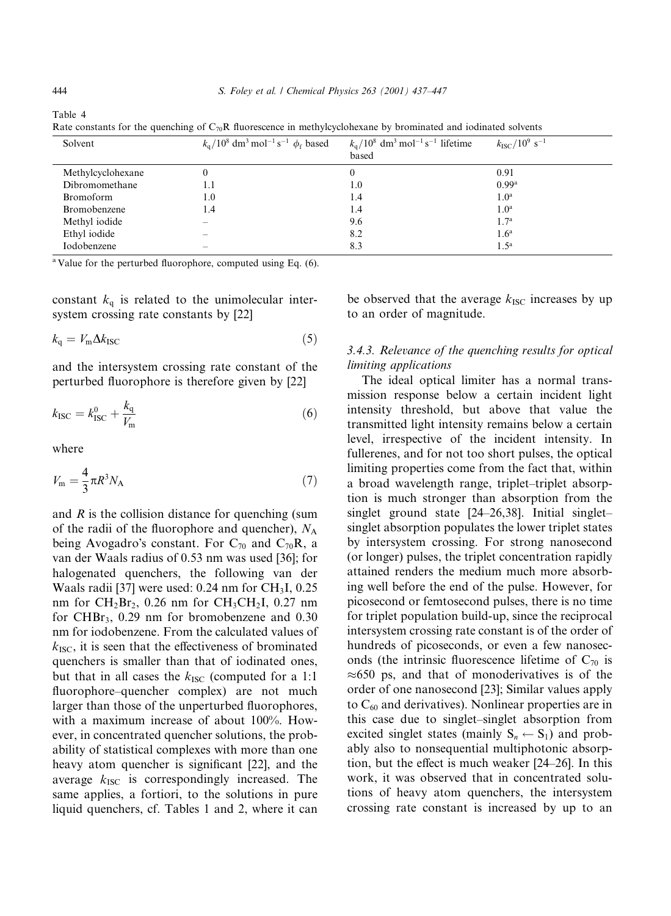Table 4
Rate constants for the quenching of $C_{70}R$ fluorescence in methylcyclohexane by brominated and iodinated solvents

| Solvent | $k_q/10^8$ dm$^3$ mol$^{-1}$ s$^{-1}$ $\phi_f$ based | $k_q/10^8$ dm$^3$ mol$^{-1}$ s$^{-1}$ lifetime based | $k_{ISC}/10^9$ s$^{-1}$ |
|---|---|---|---|
| Methylcyclohexane | 0 | 0 | 0.91 |
| Dibromomethane | 1.1 | 1.0 | 0.99[a] |
| Bromoform | 1.0 | 1.4 | 1.0[a] |
| Bromobenzene | 1.4 | 1.4 | 1.0[a] |
| Methyl iodide | – | 9.6 | 1.7[a] |
| Ethyl iodide | – | 8.2 | 1.6[a] |
| Iodobenzene | – | 8.3 | 1.5[a] |

[a] Value for the perturbed fluorophore, computed using Eq. (6).

constant $k_q$ is related to the unimolecular intersystem crossing rate constants by [22]

$$k_q = V_m \Delta k_{ISC} \tag{5}$$

and the intersystem crossing rate constant of the perturbed fluorophore is therefore given by [22]

$$k_{ISC} = k_{ISC}^0 + \frac{k_q}{V_m} \tag{6}$$

where

$$V_m = \frac{4}{3}\pi R^3 N_A \tag{7}$$

and $R$ is the collision distance for quenching (sum of the radii of the fluorophore and quencher), $N_A$ being Avogadro's constant. For $C_{70}$ and $C_{70}R$, a van der Waals radius of 0.53 nm was used [36]; for halogenated quenchers, the following van der Waals radii [37] were used: 0.24 nm for $CH_3I$, 0.25 nm for $CH_2Br_2$, 0.26 nm for $CH_3CH_2I$, 0.27 nm for $CHBr_3$, 0.29 nm for bromobenzene and 0.30 nm for iodobenzene. From the calculated values of $k_{ISC}$, it is seen that the effectiveness of brominated quenchers is smaller than that of iodinated ones, but that in all cases the $k_{ISC}$ (computed for a 1:1 fluorophore–quencher complex) are not much larger than those of the unperturbed fluorophores, with a maximum increase of about 100%. However, in concentrated quencher solutions, the probability of statistical complexes with more than one heavy atom quencher is significant [22], and the average $k_{ISC}$ is correspondingly increased. The same applies, a fortiori, to the solutions in pure liquid quenchers, cf. Tables 1 and 2, where it can be observed that the average $k_{ISC}$ increases by up to an order of magnitude.

### 3.4.3. Relevance of the quenching results for optical limiting applications

The ideal optical limiter has a normal transmission response below a certain incident light intensity threshold, but above that value the transmitted light intensity remains below a certain level, irrespective of the incident intensity. In fullerenes, and for not too short pulses, the optical limiting properties come from the fact that, within a broad wavelength range, triplet–triplet absorption is much stronger than absorption from the singlet ground state [24–26,38]. Initial singlet–singlet absorption populates the lower triplet states by intersystem crossing. For strong nanosecond (or longer) pulses, the triplet concentration rapidly attained renders the medium much more absorbing well before the end of the pulse. However, for picosecond or femtosecond pulses, there is no time for triplet population build-up, since the reciprocal intersystem crossing rate constant is of the order of hundreds of picoseconds, or even a few nanoseconds (the intrinsic fluorescence lifetime of $C_{70}$ is $\approx$650 ps, and that of monoderivatives is of the order of one nanosecond [23]; Similar values apply to $C_{60}$ and derivatives). Nonlinear properties are in this case due to singlet–singlet absorption from excited singlet states (mainly $S_n \leftarrow S_1$) and probably also to nonsequential multiphotonic absorption, but the effect is much weaker [24–26]. In this work, it was observed that in concentrated solutions of heavy atom quenchers, the intersystem crossing rate constant is increased by up to an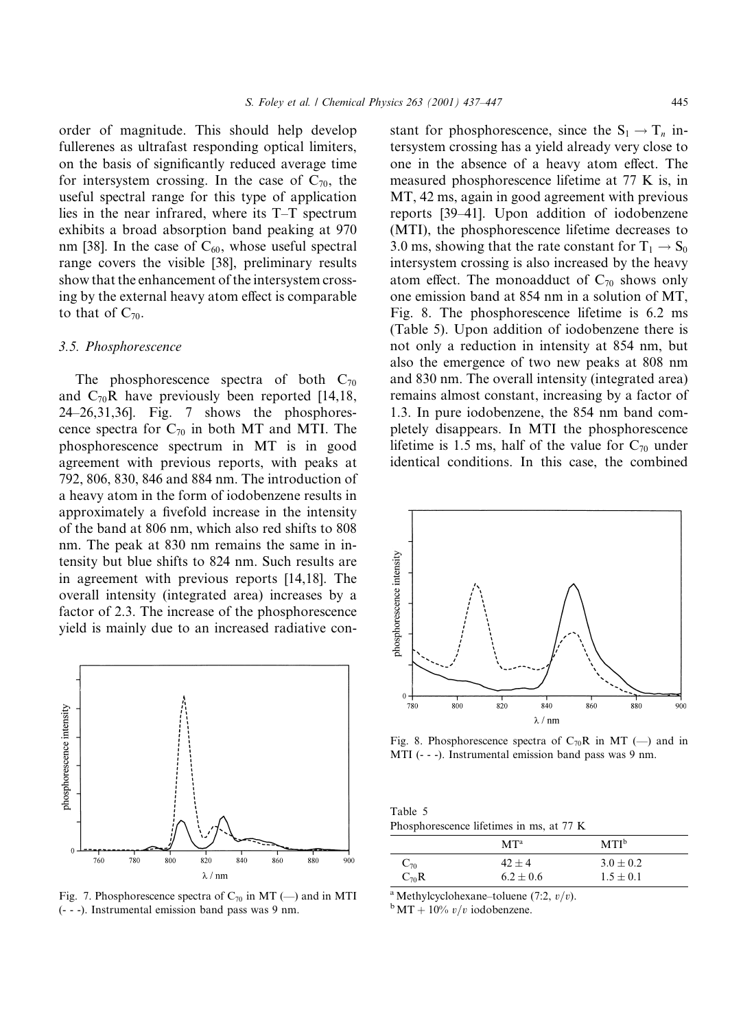order of magnitude. This should help develop fullerenes as ultrafast responding optical limiters, on the basis of significantly reduced average time for intersystem crossing. In the case of $C_{70}$, the useful spectral range for this type of application lies in the near infrared, where its T–T spectrum exhibits a broad absorption band peaking at 970 nm [38]. In the case of $C_{60}$, whose useful spectral range covers the visible [38], preliminary results show that the enhancement of the intersystem crossing by the external heavy atom effect is comparable to that of $C_{70}$.

### 3.5. Phosphorescence

The phosphorescence spectra of both $C_{70}$ and $C_{70}R$ have previously been reported [14,18, 24–26,31,36]. Fig. 7 shows the phosphorescence spectra for $C_{70}$ in both MT and MTI. The phosphorescence spectrum in MT is in good agreement with previous reports, with peaks at 792, 806, 830, 846 and 884 nm. The introduction of a heavy atom in the form of iodobenzene results in approximately a fivefold increase in the intensity of the band at 806 nm, which also red shifts to 808 nm. The peak at 830 nm remains the same in intensity but blue shifts to 824 nm. Such results are in agreement with previous reports [14,18]. The overall intensity (integrated area) increases by a factor of 2.3. The increase of the phosphorescence yield is mainly due to an increased radiative constant for phosphorescence, since the $S_1 \rightarrow T_n$ intersystem crossing has a yield already very close to one in the absence of a heavy atom effect. The measured phosphorescence lifetime at 77 K is, in MT, 42 ms, again in good agreement with previous reports [39–41]. Upon addition of iodobenzene (MTI), the phosphorescence lifetime decreases to 3.0 ms, showing that the rate constant for $T_1 \rightarrow S_0$ intersystem crossing is also increased by the heavy atom effect. The monoadduct of $C_{70}$ shows only one emission band at 854 nm in a solution of MT, Fig. 8. The phosphorescence lifetime is 6.2 ms (Table 5). Upon addition of iodobenzene there is not only a reduction in intensity at 854 nm, but also the emergence of two new peaks at 808 nm and 830 nm. The overall intensity (integrated area) remains almost constant, increasing by a factor of 1.3. In pure iodobenzene, the 854 nm band completely disappears. In MTI the phosphorescence lifetime is 1.5 ms, half of the value for $C_{70}$ under identical conditions. In this case, the combined

Fig. 7. Phosphorescence spectra of $C_{70}$ in MT (—) and in MTI (- - -). Instrumental emission band pass was 9 nm.

Fig. 8. Phosphorescence spectra of $C_{70}R$ in MT (—) and in MTI (- - -). Instrumental emission band pass was 9 nm.

Table 5
Phosphorescence lifetimes in ms, at 77 K

| | MT[a] | MTI[b] |
|---|---|---|
| $C_{70}$ | $42 \pm 4$ | $3.0 \pm 0.2$ |
| $C_{70}R$ | $6.2 \pm 0.6$ | $1.5 \pm 0.1$ |

[a] Methylcyclohexane–toluene (7:2, $v/v$).
[b] MT + 10% $v/v$ iodobenzene.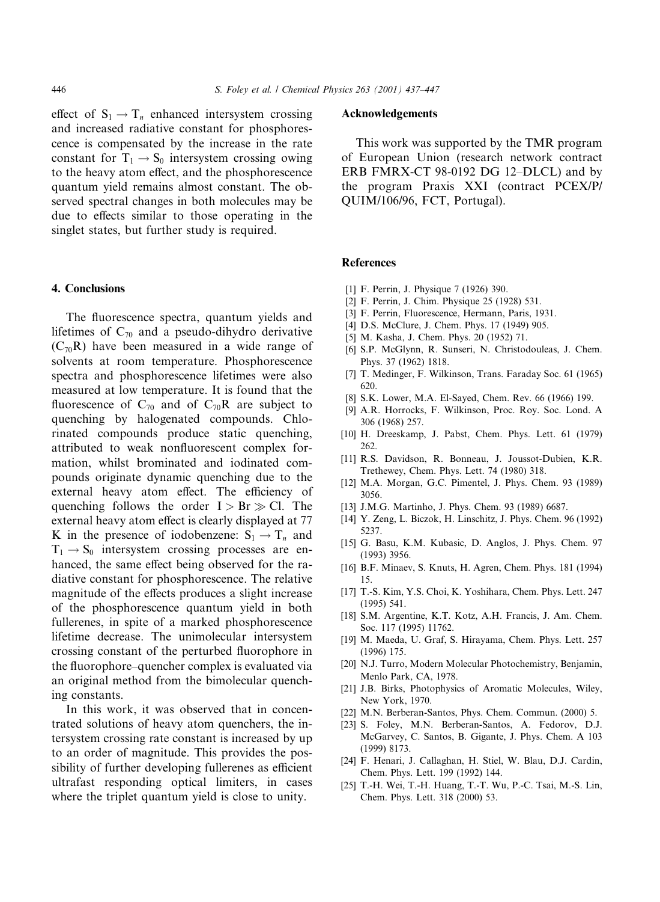effect of $S_1 \rightarrow T_n$ enhanced intersystem crossing and increased radiative constant for phosphorescence is compensated by the increase in the rate constant for $T_1 \rightarrow S_0$ intersystem crossing owing to the heavy atom effect, and the phosphorescence quantum yield remains almost constant. The observed spectral changes in both molecules may be due to effects similar to those operating in the singlet states, but further study is required.

## 4. Conclusions

The fluorescence spectra, quantum yields and lifetimes of $C_{70}$ and a pseudo-dihydro derivative ($C_{70}R$) have been measured in a wide range of solvents at room temperature. Phosphorescence spectra and phosphorescence lifetimes were also measured at low temperature. It is found that the fluorescence of $C_{70}$ and of $C_{70}R$ are subject to quenching by halogenated compounds. Chlorinated compounds produce static quenching, attributed to weak nonfluorescent complex formation, whilst brominated and iodinated compounds originate dynamic quenching due to the external heavy atom effect. The efficiency of quenching follows the order $I > Br \gg Cl$. The external heavy atom effect is clearly displayed at 77 K in the presence of iodobenzene: $S_1 \rightarrow T_n$ and $T_1 \rightarrow S_0$ intersystem crossing processes are enhanced, the same effect being observed for the radiative constant for phosphorescence. The relative magnitude of the effects produces a slight increase of the phosphorescence quantum yield in both fullerenes, in spite of a marked phosphorescence lifetime decrease. The unimolecular intersystem crossing constant of the perturbed fluorophore in the fluorophore–quencher complex is evaluated via an original method from the bimolecular quenching constants.

In this work, it was observed that in concentrated solutions of heavy atom quenchers, the intersystem crossing rate constant is increased by up to an order of magnitude. This provides the possibility of further developing fullerenes as efficient ultrafast responding optical limiters, in cases where the triplet quantum yield is close to unity.

## Acknowledgements

This work was supported by the TMR program of European Union (research network contract ERB FMRX-CT 98-0192 DG 12–DLCL) and by the program Praxis XXI (contract PCEX/P/QUIM/106/96, FCT, Portugal).

## References

[1] F. Perrin, J. Physique 7 (1926) 390.
[2] F. Perrin, J. Chim. Physique 25 (1928) 531.
[3] F. Perrin, Fluorescence, Hermann, Paris, 1931.
[4] D.S. McClure, J. Chem. Phys. 17 (1949) 905.
[5] M. Kasha, J. Chem. Phys. 20 (1952) 71.
[6] S.P. McGlynn, R. Sunseri, N. Christodouleas, J. Chem. Phys. 37 (1962) 1818.
[7] T. Medinger, F. Wilkinson, Trans. Faraday Soc. 61 (1965) 620.
[8] S.K. Lower, M.A. El-Sayed, Chem. Rev. 66 (1966) 199.
[9] A.R. Horrocks, F. Wilkinson, Proc. Roy. Soc. Lond. A 306 (1968) 257.
[10] H. Dreeskamp, J. Pabst, Chem. Phys. Lett. 61 (1979) 262.
[11] R.S. Davidson, R. Bonneau, J. Joussot-Dubien, K.R. Trethewey, Chem. Phys. Lett. 74 (1980) 318.
[12] M.A. Morgan, G.C. Pimentel, J. Phys. Chem. 93 (1989) 3056.
[13] J.M.G. Martinho, J. Phys. Chem. 93 (1989) 6687.
[14] Y. Zeng, L. Biczok, H. Linschitz, J. Phys. Chem. 96 (1992) 5237.
[15] G. Basu, K.M. Kubasic, D. Anglos, J. Phys. Chem. 97 (1993) 3956.
[16] B.F. Minaev, S. Knuts, H. Agren, Chem. Phys. 181 (1994) 15.
[17] T.-S. Kim, Y.S. Choi, K. Yoshihara, Chem. Phys. Lett. 247 (1995) 541.
[18] S.M. Argentine, K.T. Kotz, A.H. Francis, J. Am. Chem. Soc. 117 (1995) 11762.
[19] M. Maeda, U. Graf, S. Hirayama, Chem. Phys. Lett. 257 (1996) 175.
[20] N.J. Turro, Modern Molecular Photochemistry, Benjamin, Menlo Park, CA, 1978.
[21] J.B. Birks, Photophysics of Aromatic Molecules, Wiley, New York, 1970.
[22] M.N. Berberan-Santos, Phys. Chem. Commun. (2000) 5.
[23] S. Foley, M.N. Berberan-Santos, A. Fedorov, D.J. McGarvey, C. Santos, B. Gigante, J. Phys. Chem. A 103 (1999) 8173.
[24] F. Henari, J. Callaghan, H. Stiel, W. Blau, D.J. Cardin, Chem. Phys. Lett. 199 (1992) 144.
[25] T.-H. Wei, T.-H. Huang, T.-T. Wu, P.-C. Tsai, M.-S. Lin, Chem. Phys. Lett. 318 (2000) 53.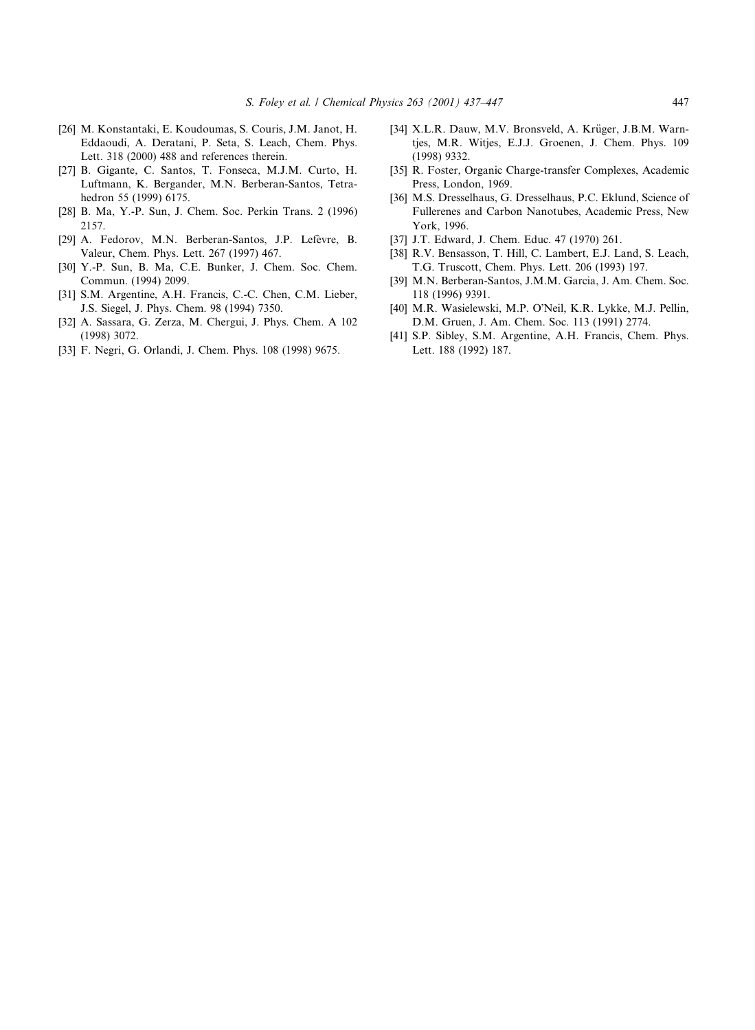[26] M. Konstantaki, E. Koudoumas, S. Couris, J.M. Janot, H. Eddaoudi, A. Deratani, P. Seta, S. Leach, Chem. Phys. Lett. 318 (2000) 488 and references therein.

[27] B. Gigante, C. Santos, T. Fonseca, M.J.M. Curto, H. Luftmann, K. Bergander, M.N. Berberan-Santos, Tetrahedron 55 (1999) 6175.

[28] B. Ma, Y.-P. Sun, J. Chem. Soc. Perkin Trans. 2 (1996) 2157.

[29] A. Fedorov, M.N. Berberan-Santos, J.P. Lefèvre, B. Valeur, Chem. Phys. Lett. 267 (1997) 467.

[30] Y.-P. Sun, B. Ma, C.E. Bunker, J. Chem. Soc. Chem. Commun. (1994) 2099.

[31] S.M. Argentine, A.H. Francis, C.-C. Chen, C.M. Lieber, J.S. Siegel, J. Phys. Chem. 98 (1994) 7350.

[32] A. Sassara, G. Zerza, M. Chergui, J. Phys. Chem. A 102 (1998) 3072.

[33] F. Negri, G. Orlandi, J. Chem. Phys. 108 (1998) 9675.

[34] X.L.R. Dauw, M.V. Bronsveld, A. Krüger, J.B.M. Warntjes, M.R. Witjes, E.J.J. Groenen, J. Chem. Phys. 109 (1998) 9332.

[35] R. Foster, Organic Charge-transfer Complexes, Academic Press, London, 1969.

[36] M.S. Dresselhaus, G. Dresselhaus, P.C. Eklund, Science of Fullerenes and Carbon Nanotubes, Academic Press, New York, 1996.

[37] J.T. Edward, J. Chem. Educ. 47 (1970) 261.

[38] R.V. Bensasson, T. Hill, C. Lambert, E.J. Land, S. Leach, T.G. Truscott, Chem. Phys. Lett. 206 (1993) 197.

[39] M.N. Berberan-Santos, J.M.M. Garcia, J. Am. Chem. Soc. 118 (1996) 9391.

[40] M.R. Wasielewski, M.P. O'Neil, K.R. Lykke, M.J. Pellin, D.M. Gruen, J. Am. Chem. Soc. 113 (1991) 2774.

[41] S.P. Sibley, S.M. Argentine, A.H. Francis, Chem. Phys. Lett. 188 (1992) 187.